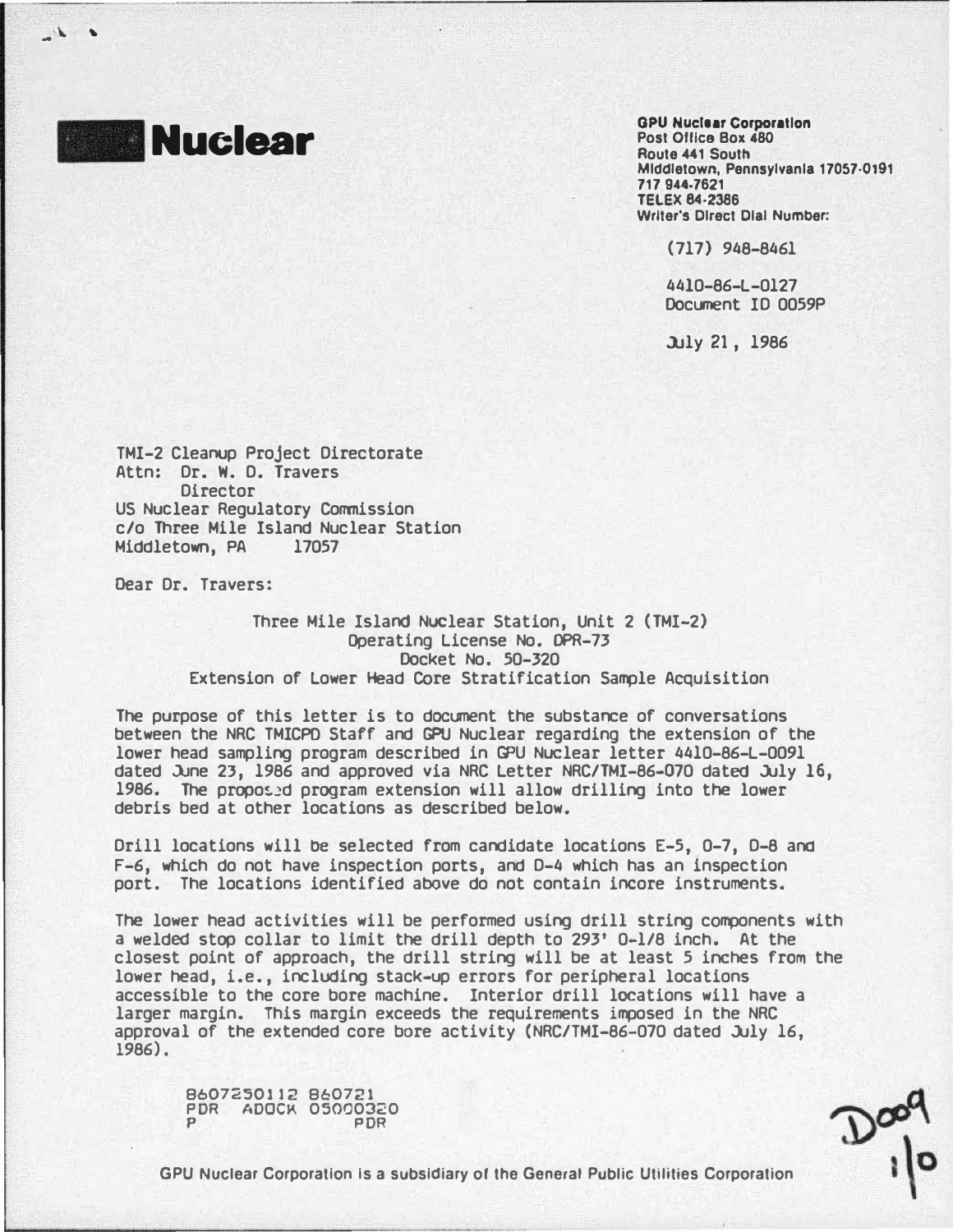# Nuclear

**GPU Nuclear Corporation**
Post Office Box 480
Route 441 South
Middletown, Pennsylvania 17057-0191
717 944-7621
TELEX 84-2386
Writer's Direct Dial Number:

(717) 948-8461

4410-86-L-0127
Document ID 0059P

July 21, 1986

TMI-2 Cleanup Project Directorate
Attn: Dr. W. D. Travers
Director
US Nuclear Regulatory Commission
c/o Three Mile Island Nuclear Station
Middletown, PA 17057

Dear Dr. Travers:

Three Mile Island Nuclear Station, Unit 2 (TMI-2)
Operating License No. DPR-73
Docket No. 50-320
Extension of Lower Head Core Stratification Sample Acquisition

The purpose of this letter is to document the substance of conversations between the NRC TMICPD Staff and GPU Nuclear regarding the extension of the lower head sampling program described in GPU Nuclear letter 4410-86-L-0091 dated June 23, 1986 and approved via NRC Letter NRC/TMI-86-070 dated July 16, 1986. The proposed program extension will allow drilling into the lower debris bed at other locations as described below.

Drill locations will be selected from candidate locations E-5, O-7, O-8 and F-6, which do not have inspection ports, and D-4 which has an inspection port. The locations identified above do not contain incore instruments.

The lower head activities will be performed using drill string components with a welded stop collar to limit the drill depth to 293' 0-1/8 inch. At the closest point of approach, the drill string will be at least 5 inches from the lower head, i.e., including stack-up errors for peripheral locations accessible to the core bore machine. Interior drill locations will have a larger margin. This margin exceeds the requirements imposed in the NRC approval of the extended core bore activity (NRC/TMI-86-070 dated July 16, 1986).

8607250112 860721
PDR ADOCK 05000320
P PDR

GPU Nuclear Corporation is a subsidiary of the General Public Utilities Corporation

D009
1/0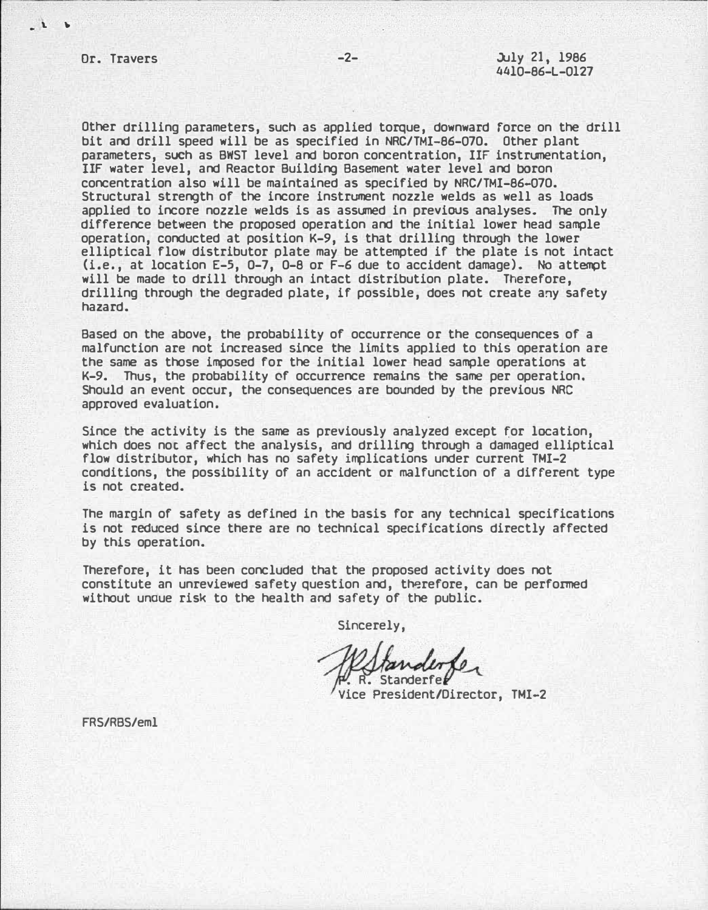Other drilling parameters, such as applied torque, downward force on the drill bit and drill speed will be as specified in NRC/TMI-86-070. Other plant parameters, such as BWST level and boron concentration, IIF instrumentation, IIF water level, and Reactor Building Basement water level and boron concentration also will be maintained as specified by NRC/TMI-86-070. Structural strength of the incore instrument nozzle welds as well as loads applied to incore nozzle welds is as assumed in previous analyses. The only difference between the proposed operation and the initial lower head sample operation, conducted at position K-9, is that drilling through the lower elliptical flow distributor plate may be attempted if the plate is not intact (i.e., at location E-5, O-7, O-8 or F-6 due to accident damage). No attempt will be made to drill through an intact distribution plate. Therefore, drilling through the degraded plate, if possible, does not create any safety hazard.

Based on the above, the probability of occurrence or the consequences of a malfunction are not increased since the limits applied to this operation are the same as those imposed for the initial lower head sample operations at K-9. Thus, the probability of occurrence remains the same per operation. Should an event occur, the consequences are bounded by the previous NRC approved evaluation.

Since the activity is the same as previously analyzed except for location, which does not affect the analysis, and drilling through a damaged elliptical flow distributor, which has no safety implications under current TMI-2 conditions, the possibility of an accident or malfunction of a different type is not created.

The margin of safety as defined in the basis for any technical specifications is not reduced since there are no technical specifications directly affected by this operation.

Therefore, it has been concluded that the proposed activity does not constitute an unreviewed safety question and, therefore, can be performed without undue risk to the health and safety of the public.

Sincerely,

F. R. Standerfer
Vice President/Director, TMI-2

FRS/RBS/eml